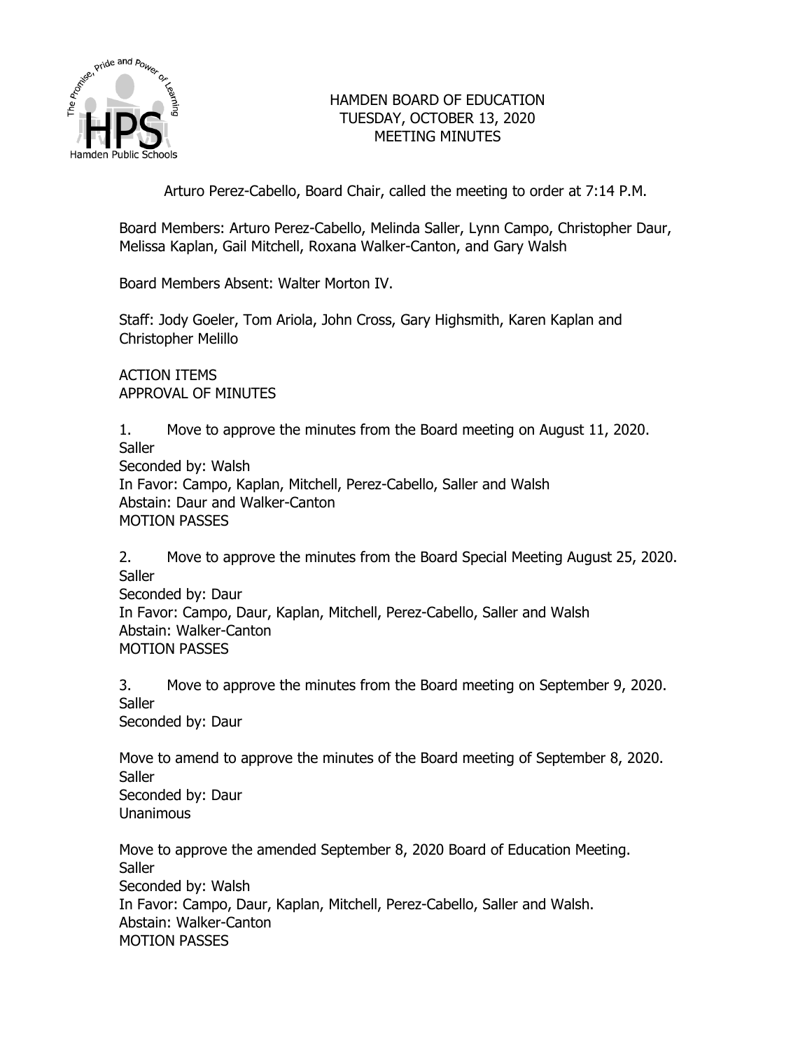# HAMDEN BOARD OF EDUCATION
## TUESDAY, OCTOBER 13, 2020
## MEETING MINUTES

Arturo Perez-Cabello, Board Chair, called the meeting to order at 7:14 P.M.

Board Members: Arturo Perez-Cabello, Melinda Saller, Lynn Campo, Christopher Daur, Melissa Kaplan, Gail Mitchell, Roxana Walker-Canton, and Gary Walsh

Board Members Absent: Walter Morton IV.

Staff: Jody Goeler, Tom Ariola, John Cross, Gary Highsmith, Karen Kaplan and Christopher Melillo

ACTION ITEMS
APPROVAL OF MINUTES

1. Move to approve the minutes from the Board meeting on August 11, 2020.
Saller
Seconded by: Walsh
In Favor: Campo, Kaplan, Mitchell, Perez-Cabello, Saller and Walsh
Abstain: Daur and Walker-Canton
MOTION PASSES

2. Move to approve the minutes from the Board Special Meeting August 25, 2020.
Saller
Seconded by: Daur
In Favor: Campo, Daur, Kaplan, Mitchell, Perez-Cabello, Saller and Walsh
Abstain: Walker-Canton
MOTION PASSES

3. Move to approve the minutes from the Board meeting on September 9, 2020.
Saller
Seconded by: Daur

Move to amend to approve the minutes of the Board meeting of September 8, 2020.
Saller
Seconded by: Daur
Unanimous

Move to approve the amended September 8, 2020 Board of Education Meeting.
Saller
Seconded by: Walsh
In Favor: Campo, Daur, Kaplan, Mitchell, Perez-Cabello, Saller and Walsh.
Abstain: Walker-Canton
MOTION PASSES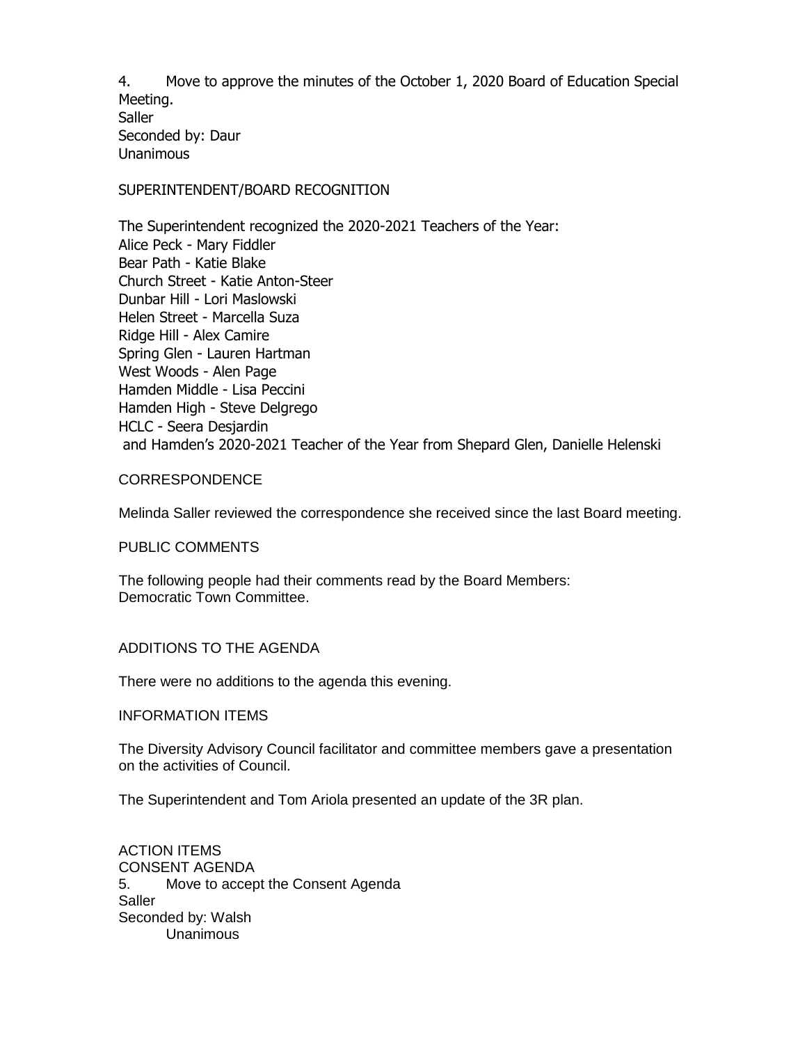4. Move to approve the minutes of the October 1, 2020 Board of Education Special Meeting.
Saller
Seconded by: Daur
Unanimous

SUPERINTENDENT/BOARD RECOGNITION

The Superintendent recognized the 2020-2021 Teachers of the Year:
Alice Peck - Mary Fiddler
Bear Path - Katie Blake
Church Street - Katie Anton-Steer
Dunbar Hill - Lori Maslowski
Helen Street - Marcella Suza
Ridge Hill - Alex Camire
Spring Glen - Lauren Hartman
West Woods - Alen Page
Hamden Middle - Lisa Peccini
Hamden High - Steve Delgrego
HCLC - Seera Desjardin
and Hamden's 2020-2021 Teacher of the Year from Shepard Glen, Danielle Helenski

CORRESPONDENCE

Melinda Saller reviewed the correspondence she received since the last Board meeting.

PUBLIC COMMENTS

The following people had their comments read by the Board Members:
Democratic Town Committee.

ADDITIONS TO THE AGENDA

There were no additions to the agenda this evening.

INFORMATION ITEMS

The Diversity Advisory Council facilitator and committee members gave a presentation on the activities of Council.

The Superintendent and Tom Ariola presented an update of the 3R plan.

ACTION ITEMS
CONSENT AGENDA
5. Move to accept the Consent Agenda
Saller
Seconded by: Walsh
Unanimous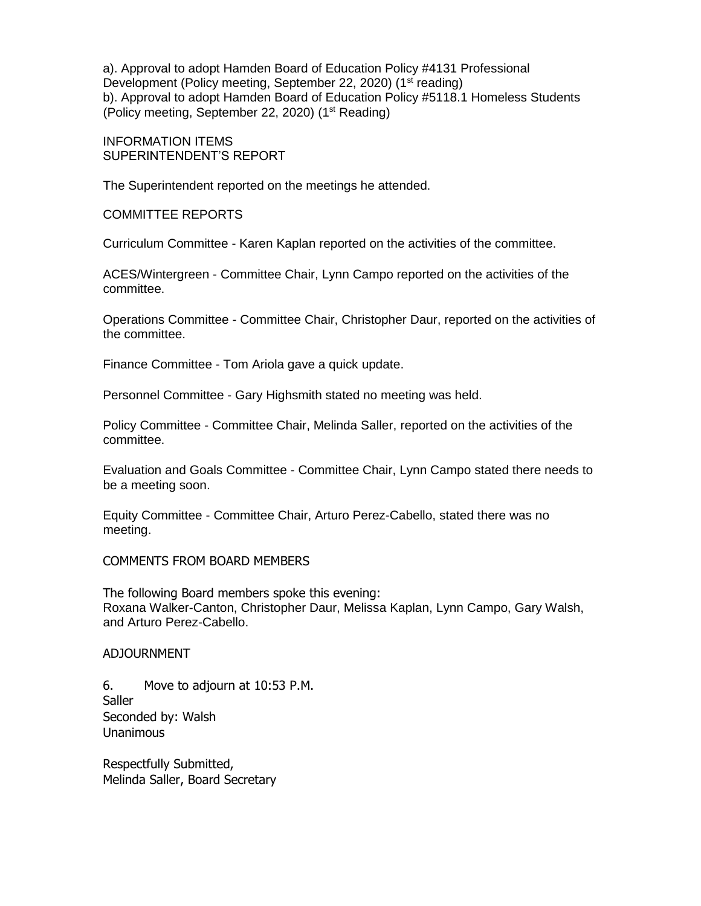a). Approval to adopt Hamden Board of Education Policy #4131 Professional Development (Policy meeting, September 22, 2020) (1st reading)
b). Approval to adopt Hamden Board of Education Policy #5118.1 Homeless Students (Policy meeting, September 22, 2020) (1st Reading)

INFORMATION ITEMS
SUPERINTENDENT'S REPORT

The Superintendent reported on the meetings he attended.

COMMITTEE REPORTS

Curriculum Committee - Karen Kaplan reported on the activities of the committee.

ACES/Wintergreen - Committee Chair, Lynn Campo reported on the activities of the committee.

Operations Committee - Committee Chair, Christopher Daur, reported on the activities of the committee.

Finance Committee - Tom Ariola gave a quick update.

Personnel Committee - Gary Highsmith stated no meeting was held.

Policy Committee - Committee Chair, Melinda Saller, reported on the activities of the committee.

Evaluation and Goals Committee - Committee Chair, Lynn Campo stated there needs to be a meeting soon.

Equity Committee - Committee Chair, Arturo Perez-Cabello, stated there was no meeting.

COMMENTS FROM BOARD MEMBERS

The following Board members spoke this evening:
Roxana Walker-Canton, Christopher Daur, Melissa Kaplan, Lynn Campo, Gary Walsh, and Arturo Perez-Cabello.

ADJOURNMENT

6. Move to adjourn at 10:53 P.M.
Saller
Seconded by: Walsh
Unanimous

Respectfully Submitted,
Melinda Saller, Board Secretary